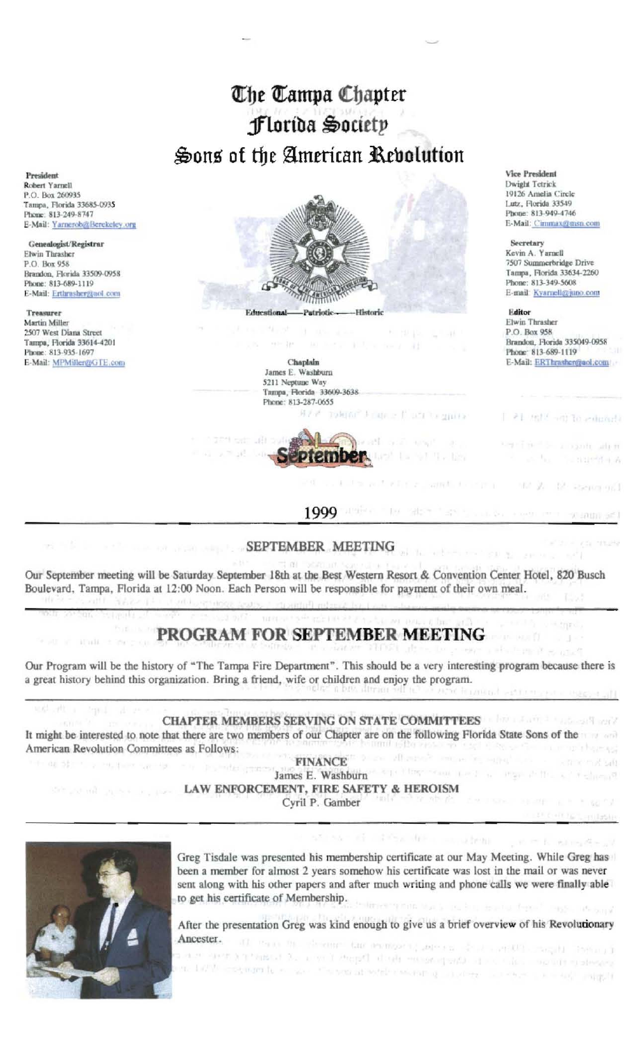# The Tampa Chapter
# Florida Society
# Sons of the American Revolution

**President**
Robert Yarnell
P.O. Box 260935
Tampa, Florida 33685-0935
Phone: 813-249-8747
E-Mail: Yarnerob@Berekeley.org

**Genealogist/Registrar**
Elwin Thrasher
P.O. Box 958
Brandon, Florida 33509-0958
Phone: 813-689-1119
E-Mail: Erthrasher@aol.com

**Treasurer**
Martin Miller
2507 West Diana Street
Tampa, Florida 33614-4201
Phone: 813-935-1697
E-Mail: MPMiller@GTE.com

**Vice President**
Dwight Tetrick
19126 Amelia Circle
Lutz, Florida 33549
Phone: 813-949-4746
E-Mail: Cimmax@msn.com

**Secretary**
Kevin A. Yarnell
7507 Summerbridge Drive
Tampa, Florida 33634-2260
Phone: 813-349-5608
E-mail: Kyarnell@juno.com

**Editor**
Elwin Thrasher
P.O. Box 958
Brandon, Florida 335049-0958
Phone: 813-689-1119
E-Mail: ERThrasher@aol.com

Educational——Patriotic——Historic

**Chaplain**
James E. Washburn
5211 Neptune Way
Tampa, Florida 33609-3638
Phone: 813-287-0655

September

1999

## SEPTEMBER MEETING

Our September meeting will be Saturday September 18th at the Best Western Resort & Convention Center Hotel, 820 Busch Boulevard, Tampa, Florida at 12:00 Noon. Each Person will be responsible for payment of their own meal.

## PROGRAM FOR SEPTEMBER MEETING

Our Program will be the history of "The Tampa Fire Department". This should be a very interesting program because there is a great history behind this organization. Bring a friend, wife or children and enjoy the program.

## CHAPTER MEMBERS SERVING ON STATE COMMITTEES

It might be interested to note that there are two members of our Chapter are on the following Florida State Sons of the American Revolution Committees as Follows:

**FINANCE**
James E. Washburn

**LAW ENFORCEMENT, FIRE SAFETY & HEROISM**
Cyril P. Gamber

Greg Tisdale was presented his membership certificate at our May Meeting. While Greg has been a member for almost 2 years somehow his certificate was lost in the mail or was never sent along with his other papers and after much writing and phone calls we were finally able to get his certificate of Membership.

After the presentation Greg was kind enough to give us a brief overview of his Revolutionary Ancester.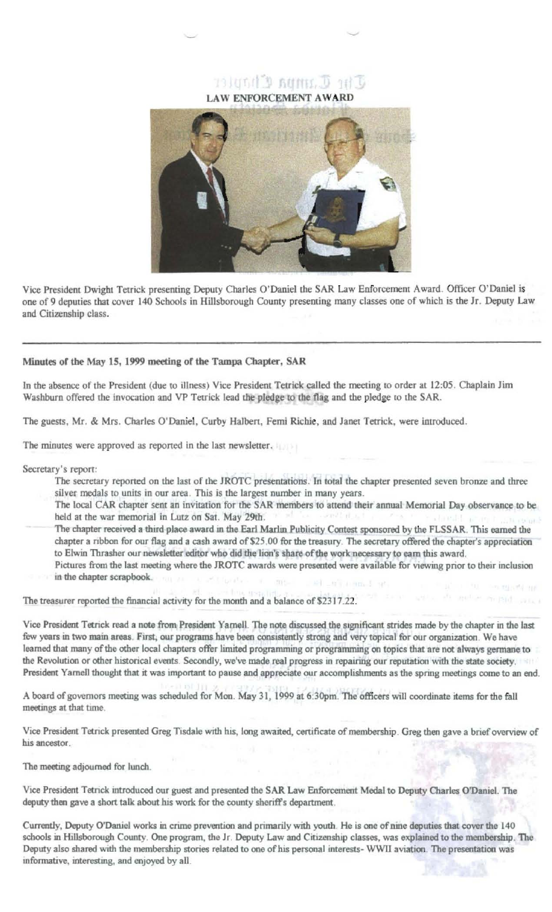## LAW ENFORCEMENT AWARD

Vice President Dwight Tetrick presenting Deputy Charles O'Daniel the SAR Law Enforcement Award. Officer O'Daniel is one of 9 deputies that cover 140 Schools in Hillsborough County presenting many classes one of which is the Jr. Deputy Law and Citizenship class.

---

**Minutes of the May 15, 1999 meeting of the Tampa Chapter, SAR**

In the absence of the President (due to illness) Vice President Tetrick called the meeting to order at 12:05. Chaplain Jim Washburn offered the invocation and VP Tetrick lead the pledge to the flag and the pledge to the SAR.

The guests, Mr. & Mrs. Charles O'Daniel, Curby Halbert, Femi Richie, and Janet Tetrick, were introduced.

The minutes were approved as reported in the last newsletter.

Secretary's report:

The secretary reported on the last of the JROTC presentations. In total the chapter presented seven bronze and three silver medals to units in our area. This is the largest number in many years.

The local CAR chapter sent an invitation for the SAR members to attend their annual Memorial Day observance to be held at the war memorial in Lutz on Sat. May 29th.

The chapter received a third place award in the Earl Marlin Publicity Contest sponsored by the FLSSAR. This earned the chapter a ribbon for our flag and a cash award of $25.00 for the treasury. The secretary offered the chapter's appreciation to Elwin Thrasher our newsletter editor who did the lion's share of the work necessary to earn this award.

Pictures from the last meeting where the JROTC awards were presented were available for viewing prior to their inclusion in the chapter scrapbook.

The treasurer reported the financial activity for the month and a balance of $2317.22.

Vice President Tetrick read a note from President Yarnell. The note discussed the significant strides made by the chapter in the last few years in two main areas. First, our programs have been consistently strong and very topical for our organization. We have learned that many of the other local chapters offer limited programming or programming on topics that are not always germane to the Revolution or other historical events. Secondly, we've made real progress in repairing our reputation with the state society. President Yarnell thought that it was important to pause and appreciate our accomplishments as the spring meetings come to an end.

A board of governors meeting was scheduled for Mon. May 31, 1999 at 6:30pm. The officers will coordinate items for the fall meetings at that time.

Vice President Tetrick presented Greg Tisdale with his, long awaited, certificate of membership. Greg then gave a brief overview of his ancestor.

The meeting adjourned for lunch.

Vice President Tetrick introduced our guest and presented the SAR Law Enforcement Medal to Deputy Charles O'Daniel. The deputy then gave a short talk about his work for the county sheriff's department.

Currently, Deputy O'Daniel works in crime prevention and primarily with youth. He is one of nine deputies that cover the 140 schools in Hillsborough County. One program, the Jr. Deputy Law and Citizenship classes, was explained to the membership. The Deputy also shared with the membership stories related to one of his personal interests- WWII aviation. The presentation was informative, interesting, and enjoyed by all.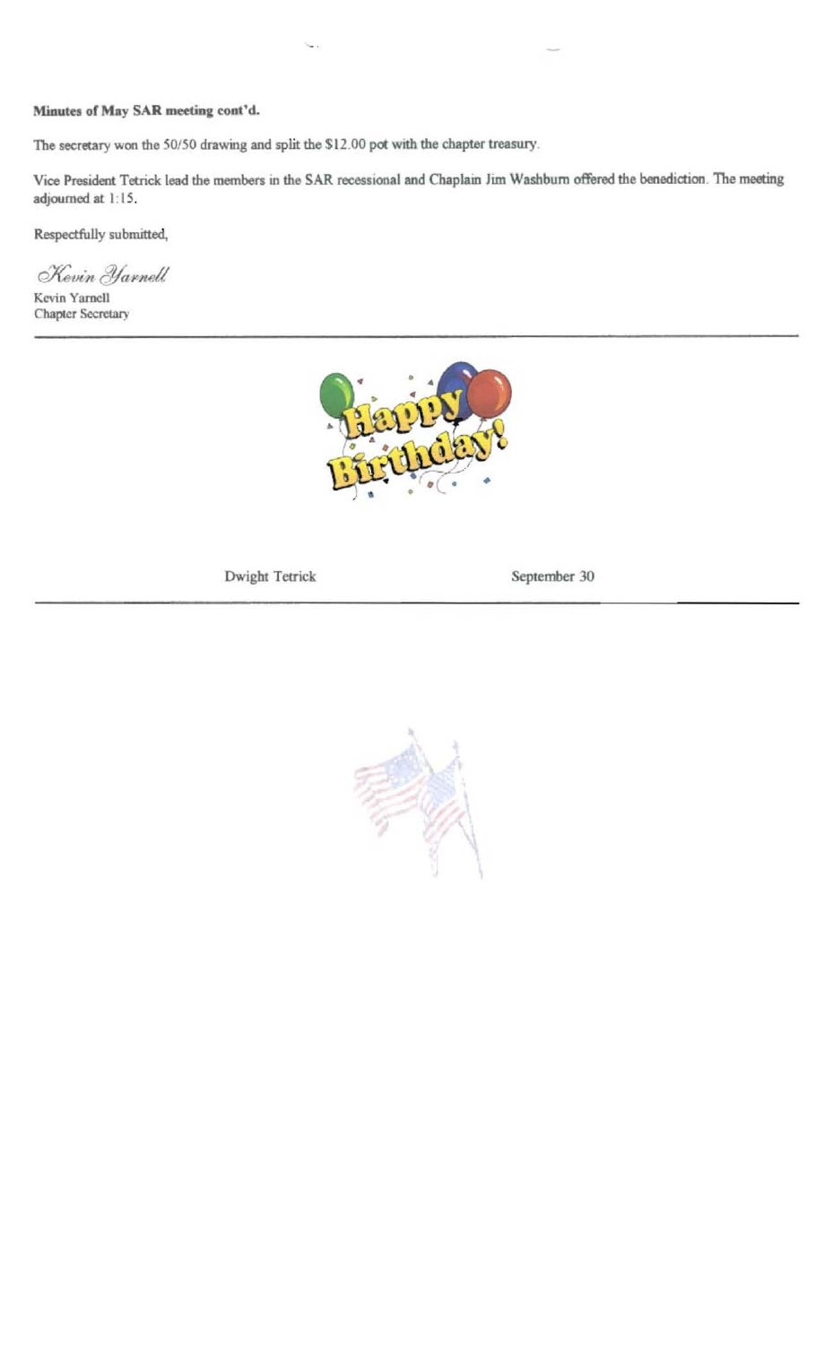**Minutes of May SAR meeting cont'd.**

The secretary won the 50/50 drawing and split the $12.00 pot with the chapter treasury.

Vice President Tetrick lead the members in the SAR recessional and Chaplain Jim Washburn offered the benediction. The meeting adjourned at 1:15.

Respectfully submitted,

*Kevin Yarnell*

Kevin Yarnell
Chapter Secretary

---

Happy Birthday!

Dwight Tetrick September 30

---